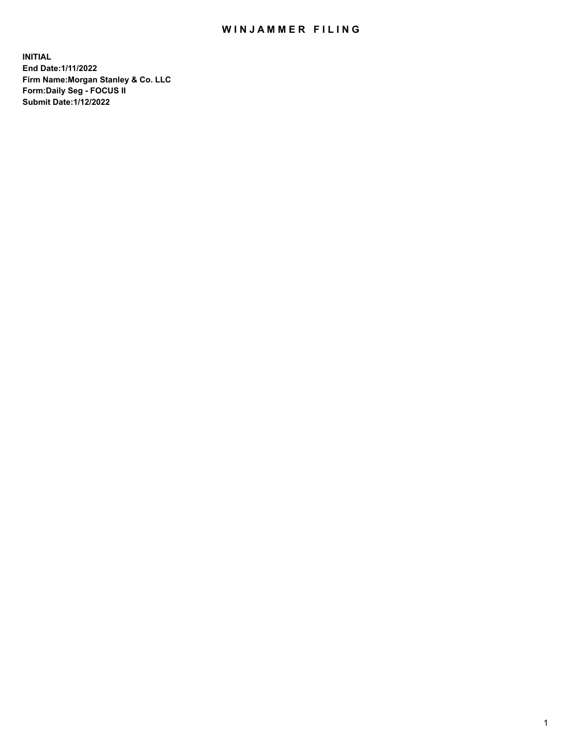# WINJAMMER FILING

**INITIAL**
**End Date:1/11/2022**
**Firm Name:Morgan Stanley & Co. LLC**
**Form:Daily Seg - FOCUS II**
**Submit Date:1/12/2022**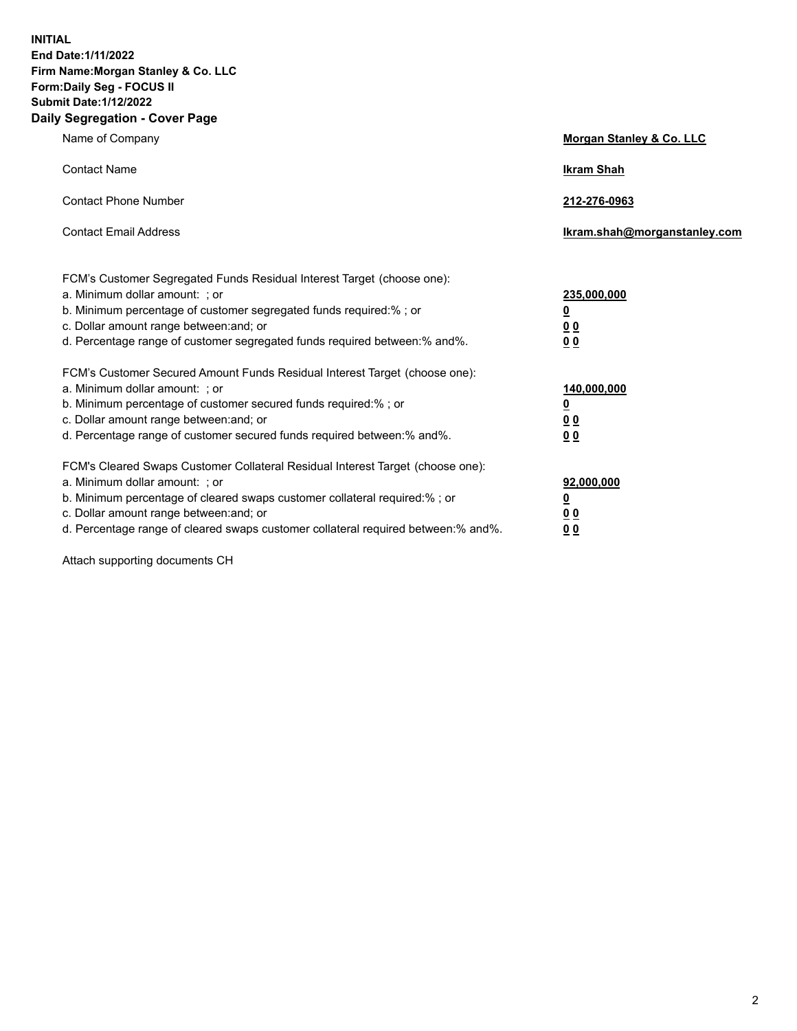**INITIAL**
**End Date:1/11/2022**
**Firm Name:Morgan Stanley & Co. LLC**
**Form:Daily Seg - FOCUS II**
**Submit Date:1/12/2022**

## Daily Segregation - Cover Page

| | |
|---|---|
| Name of Company | **Morgan Stanley & Co. LLC** |
| Contact Name | **Ikram Shah** |
| Contact Phone Number | **212-276-0963** |
| Contact Email Address | **Ikram.shah@morganstanley.com** |

| | |
|---|---|
| FCM's Customer Segregated Funds Residual Interest Target (choose one): | |
| a. Minimum dollar amount: ; or | **235,000,000** |
| b. Minimum percentage of customer segregated funds required:% ; or | **0** |
| c. Dollar amount range between:and; or | **0 0** |
| d. Percentage range of customer segregated funds required between:% and%. | **0 0** |
| FCM's Customer Secured Amount Funds Residual Interest Target (choose one): | |
| a. Minimum dollar amount: ; or | **140,000,000** |
| b. Minimum percentage of customer secured funds required:% ; or | **0** |
| c. Dollar amount range between:and; or | **0 0** |
| d. Percentage range of customer secured funds required between:% and%. | **0 0** |
| FCM's Cleared Swaps Customer Collateral Residual Interest Target (choose one): | |
| a. Minimum dollar amount: ; or | **92,000,000** |
| b. Minimum percentage of cleared swaps customer collateral required:% ; or | **0** |
| c. Dollar amount range between:and; or | **0 0** |
| d. Percentage range of cleared swaps customer collateral required between:% and%. | **0 0** |

Attach supporting documents CH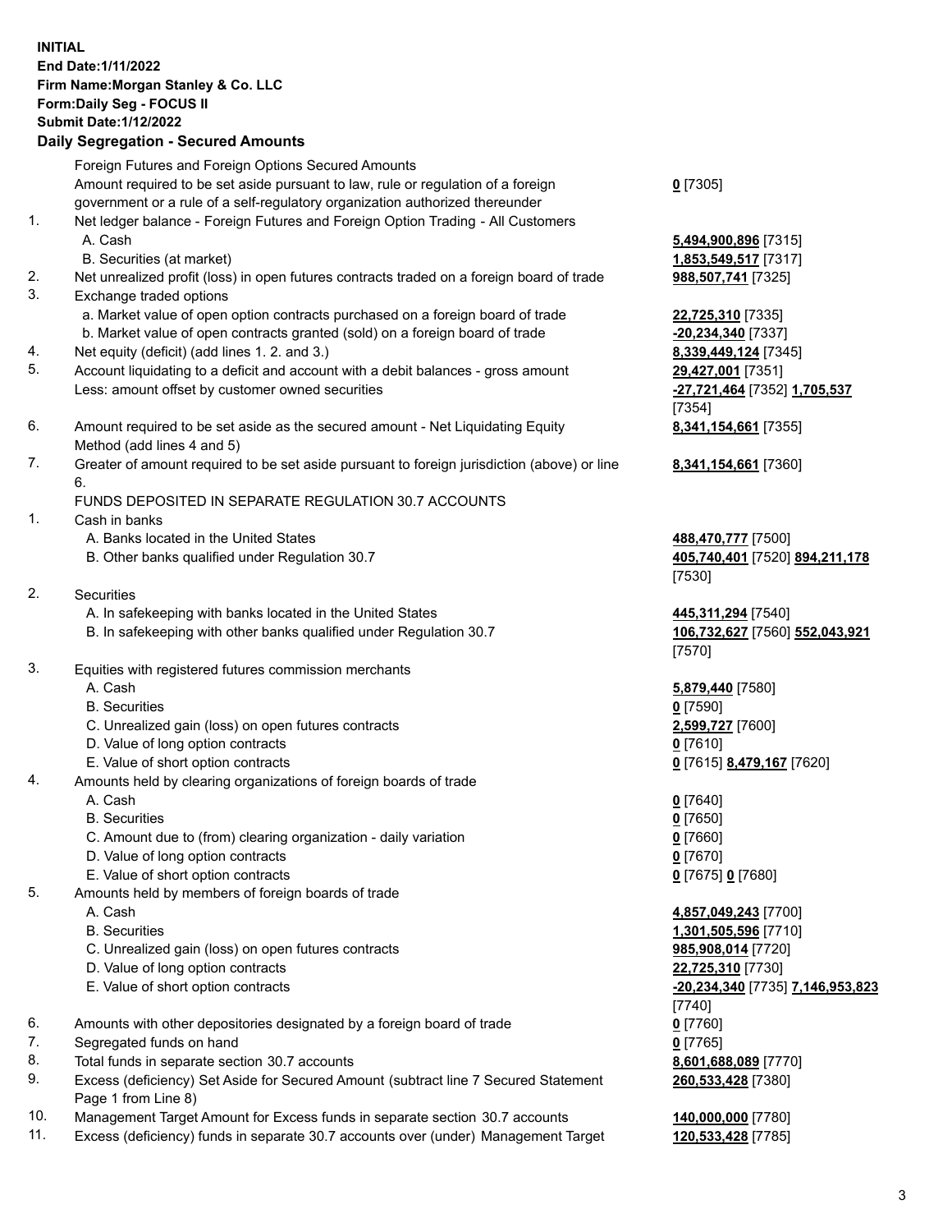**INITIAL**
**End Date:1/11/2022**
**Firm Name:Morgan Stanley & Co. LLC**
**Form:Daily Seg - FOCUS II**
**Submit Date:1/12/2022**

## Daily Segregation - Secured Amounts

| | | |
|---|---|---|
| | Foreign Futures and Foreign Options Secured Amounts | |
| | Amount required to be set aside pursuant to law, rule or regulation of a foreign government or a rule of a self-regulatory organization authorized thereunder | **0** [7305] |
| 1. | Net ledger balance - Foreign Futures and Foreign Option Trading - All Customers | |
| | A. Cash | **5,494,900,896** [7315] |
| | B. Securities (at market) | **1,853,549,517** [7317] |
| 2. | Net unrealized profit (loss) in open futures contracts traded on a foreign board of trade | **988,507,741** [7325] |
| 3. | Exchange traded options | |
| | a. Market value of open option contracts purchased on a foreign board of trade | **22,725,310** [7335] |
| | b. Market value of open contracts granted (sold) on a foreign board of trade | **-20,234,340** [7337] |
| 4. | Net equity (deficit) (add lines 1. 2. and 3.) | **8,339,449,124** [7345] |
| 5. | Account liquidating to a deficit and account with a debit balances - gross amount | **29,427,001** [7351] |
| | Less: amount offset by customer owned securities | **-27,721,464** [7352] **1,705,537** [7354] |
| 6. | Amount required to be set aside as the secured amount - Net Liquidating Equity Method (add lines 4 and 5) | **8,341,154,661** [7355] |
| 7. | Greater of amount required to be set aside pursuant to foreign jurisdiction (above) or line 6. | **8,341,154,661** [7360] |
| | FUNDS DEPOSITED IN SEPARATE REGULATION 30.7 ACCOUNTS | |
| 1. | Cash in banks | |
| | A. Banks located in the United States | **488,470,777** [7500] |
| | B. Other banks qualified under Regulation 30.7 | **405,740,401** [7520] **894,211,178** [7530] |
| 2. | Securities | |
| | A. In safekeeping with banks located in the United States | **445,311,294** [7540] |
| | B. In safekeeping with other banks qualified under Regulation 30.7 | **106,732,627** [7560] **552,043,921** [7570] |
| 3. | Equities with registered futures commission merchants | |
| | A. Cash | **5,879,440** [7580] |
| | B. Securities | **0** [7590] |
| | C. Unrealized gain (loss) on open futures contracts | **2,599,727** [7600] |
| | D. Value of long option contracts | **0** [7610] |
| | E. Value of short option contracts | **0** [7615] **8,479,167** [7620] |
| 4. | Amounts held by clearing organizations of foreign boards of trade | |
| | A. Cash | **0** [7640] |
| | B. Securities | **0** [7650] |
| | C. Amount due to (from) clearing organization - daily variation | **0** [7660] |
| | D. Value of long option contracts | **0** [7670] |
| | E. Value of short option contracts | **0** [7675] **0** [7680] |
| 5. | Amounts held by members of foreign boards of trade | |
| | A. Cash | **4,857,049,243** [7700] |
| | B. Securities | **1,301,505,596** [7710] |
| | C. Unrealized gain (loss) on open futures contracts | **985,908,014** [7720] |
| | D. Value of long option contracts | **22,725,310** [7730] |
| | E. Value of short option contracts | **-20,234,340** [7735] **7,146,953,823** [7740] |
| 6. | Amounts with other depositories designated by a foreign board of trade | **0** [7760] |
| 7. | Segregated funds on hand | **0** [7765] |
| 8. | Total funds in separate section 30.7 accounts | **8,601,688,089** [7770] |
| 9. | Excess (deficiency) Set Aside for Secured Amount (subtract line 7 Secured Statement Page 1 from Line 8) | **260,533,428** [7380] |
| 10. | Management Target Amount for Excess funds in separate section 30.7 accounts | **140,000,000** [7780] |
| 11. | Excess (deficiency) funds in separate 30.7 accounts over (under) Management Target | **120,533,428** [7785] |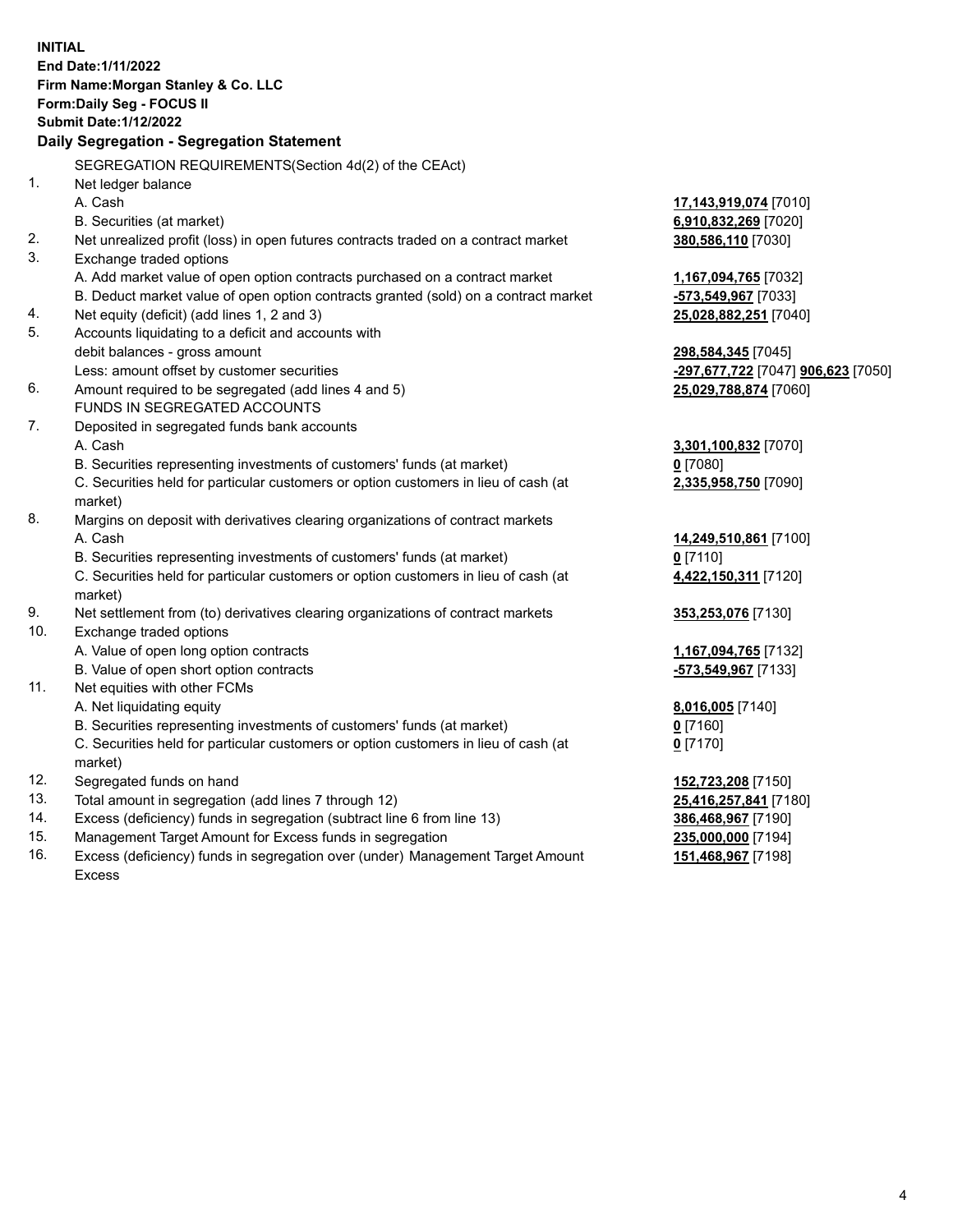**INITIAL**
**End Date:1/11/2022**
**Firm Name:Morgan Stanley & Co. LLC**
**Form:Daily Seg - FOCUS II**
**Submit Date:1/12/2022**

## Daily Segregation - Segregation Statement

SEGREGATION REQUIREMENTS(Section 4d(2) of the CEAct)

| | | |
|---|---|---|
| 1. | Net ledger balance | |
| | A. Cash | **17,143,919,074** [7010] |
| | B. Securities (at market) | **6,910,832,269** [7020] |
| 2. | Net unrealized profit (loss) in open futures contracts traded on a contract market | **380,586,110** [7030] |
| 3. | Exchange traded options | |
| | A. Add market value of open option contracts purchased on a contract market | **1,167,094,765** [7032] |
| | B. Deduct market value of open option contracts granted (sold) on a contract market | **-573,549,967** [7033] |
| 4. | Net equity (deficit) (add lines 1, 2 and 3) | **25,028,882,251** [7040] |
| 5. | Accounts liquidating to a deficit and accounts with debit balances - gross amount | **298,584,345** [7045] |
| | Less: amount offset by customer securities | **-297,677,722** [7047] **906,623** [7050] |
| 6. | Amount required to be segregated (add lines 4 and 5) | **25,029,788,874** [7060] |
| | FUNDS IN SEGREGATED ACCOUNTS | |
| 7. | Deposited in segregated funds bank accounts | |
| | A. Cash | **3,301,100,832** [7070] |
| | B. Securities representing investments of customers' funds (at market) | **0** [7080] |
| | C. Securities held for particular customers or option customers in lieu of cash (at market) | **2,335,958,750** [7090] |
| 8. | Margins on deposit with derivatives clearing organizations of contract markets | |
| | A. Cash | **14,249,510,861** [7100] |
| | B. Securities representing investments of customers' funds (at market) | **0** [7110] |
| | C. Securities held for particular customers or option customers in lieu of cash (at market) | **4,422,150,311** [7120] |
| 9. | Net settlement from (to) derivatives clearing organizations of contract markets | **353,253,076** [7130] |
| 10. | Exchange traded options | |
| | A. Value of open long option contracts | **1,167,094,765** [7132] |
| | B. Value of open short option contracts | **-573,549,967** [7133] |
| 11. | Net equities with other FCMs | |
| | A. Net liquidating equity | **8,016,005** [7140] |
| | B. Securities representing investments of customers' funds (at market) | **0** [7160] |
| | C. Securities held for particular customers or option customers in lieu of cash (at market) | **0** [7170] |
| 12. | Segregated funds on hand | **152,723,208** [7150] |
| 13. | Total amount in segregation (add lines 7 through 12) | **25,416,257,841** [7180] |
| 14. | Excess (deficiency) funds in segregation (subtract line 6 from line 13) | **386,468,967** [7190] |
| 15. | Management Target Amount for Excess funds in segregation | **235,000,000** [7194] |
| 16. | Excess (deficiency) funds in segregation over (under) Management Target Amount Excess | **151,468,967** [7198] |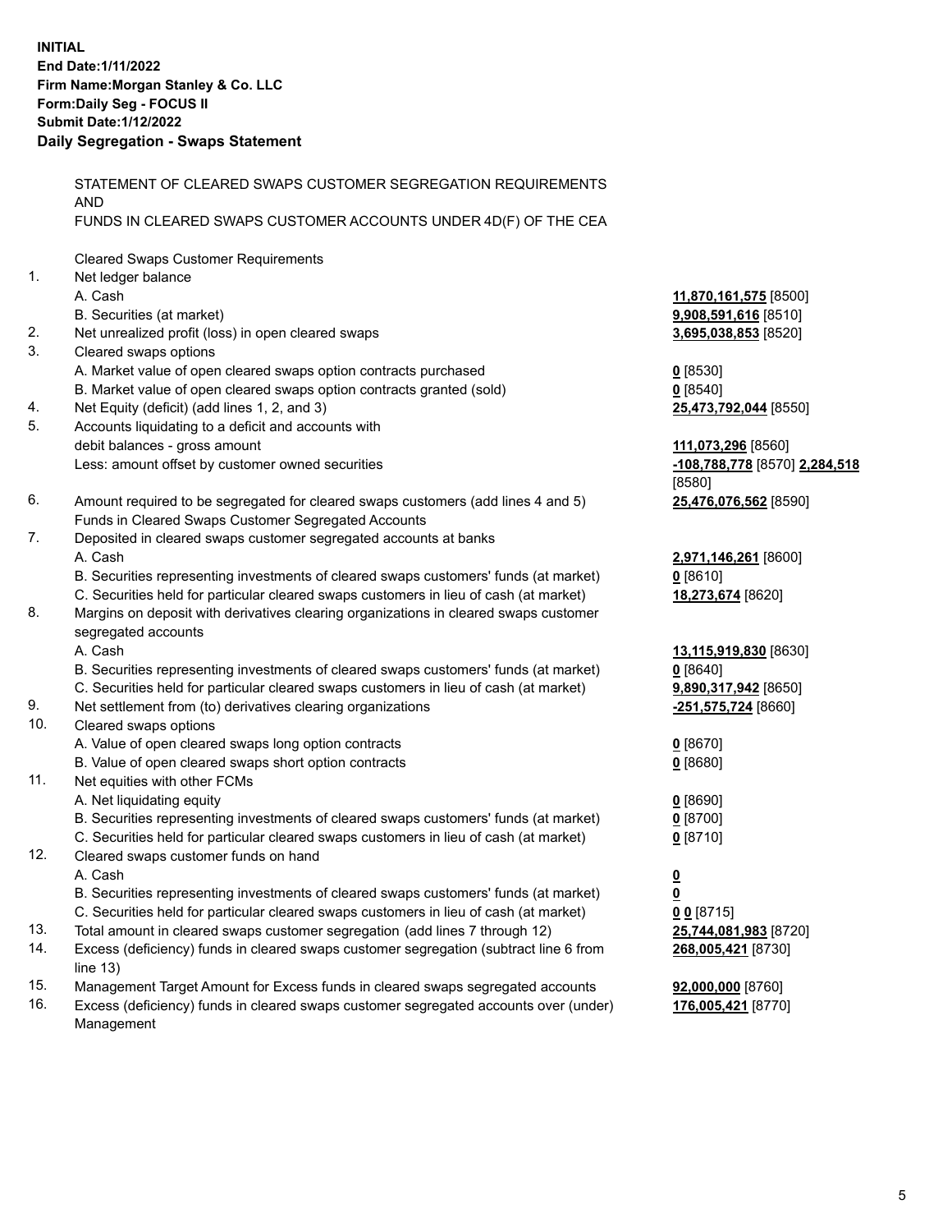**INITIAL**
**End Date:1/11/2022**
**Firm Name:Morgan Stanley & Co. LLC**
**Form:Daily Seg - FOCUS II**
**Submit Date:1/12/2022**
**Daily Segregation - Swaps Statement**

STATEMENT OF CLEARED SWAPS CUSTOMER SEGREGATION REQUIREMENTS AND
FUNDS IN CLEARED SWAPS CUSTOMER ACCOUNTS UNDER 4D(F) OF THE CEA

| | | |
|---|---|---|
| | Cleared Swaps Customer Requirements | |
| 1. | Net ledger balance | |
| | A. Cash | **11,870,161,575** [8500] |
| | B. Securities (at market) | **9,908,591,616** [8510] |
| 2. | Net unrealized profit (loss) in open cleared swaps | **3,695,038,853** [8520] |
| 3. | Cleared swaps options | |
| | A. Market value of open cleared swaps option contracts purchased | **0** [8530] |
| | B. Market value of open cleared swaps option contracts granted (sold) | **0** [8540] |
| 4. | Net Equity (deficit) (add lines 1, 2, and 3) | **25,473,792,044** [8550] |
| 5. | Accounts liquidating to a deficit and accounts with | |
| | debit balances - gross amount | **111,073,296** [8560] |
| | Less: amount offset by customer owned securities | **-108,788,778** [8570] **2,284,518** [8580] |
| 6. | Amount required to be segregated for cleared swaps customers (add lines 4 and 5) | **25,476,076,562** [8590] |
| | Funds in Cleared Swaps Customer Segregated Accounts | |
| 7. | Deposited in cleared swaps customer segregated accounts at banks | |
| | A. Cash | **2,971,146,261** [8600] |
| | B. Securities representing investments of cleared swaps customers' funds (at market) | **0** [8610] |
| | C. Securities held for particular cleared swaps customers in lieu of cash (at market) | **18,273,674** [8620] |
| 8. | Margins on deposit with derivatives clearing organizations in cleared swaps customer segregated accounts | |
| | A. Cash | **13,115,919,830** [8630] |
| | B. Securities representing investments of cleared swaps customers' funds (at market) | **0** [8640] |
| | C. Securities held for particular cleared swaps customers in lieu of cash (at market) | **9,890,317,942** [8650] |
| 9. | Net settlement from (to) derivatives clearing organizations | **-251,575,724** [8660] |
| 10. | Cleared swaps options | |
| | A. Value of open cleared swaps long option contracts | **0** [8670] |
| | B. Value of open cleared swaps short option contracts | **0** [8680] |
| 11. | Net equities with other FCMs | |
| | A. Net liquidating equity | **0** [8690] |
| | B. Securities representing investments of cleared swaps customers' funds (at market) | **0** [8700] |
| | C. Securities held for particular cleared swaps customers in lieu of cash (at market) | **0** [8710] |
| 12. | Cleared swaps customer funds on hand | |
| | A. Cash | **0** |
| | B. Securities representing investments of cleared swaps customers' funds (at market) | **0** |
| | C. Securities held for particular cleared swaps customers in lieu of cash (at market) | **0** **0** [8715] |
| 13. | Total amount in cleared swaps customer segregation (add lines 7 through 12) | **25,744,081,983** [8720] |
| 14. | Excess (deficiency) funds in cleared swaps customer segregation (subtract line 6 from line 13) | **268,005,421** [8730] |
| 15. | Management Target Amount for Excess funds in cleared swaps segregated accounts | **92,000,000** [8760] |
| 16. | Excess (deficiency) funds in cleared swaps customer segregated accounts over (under) Management | **176,005,421** [8770] |